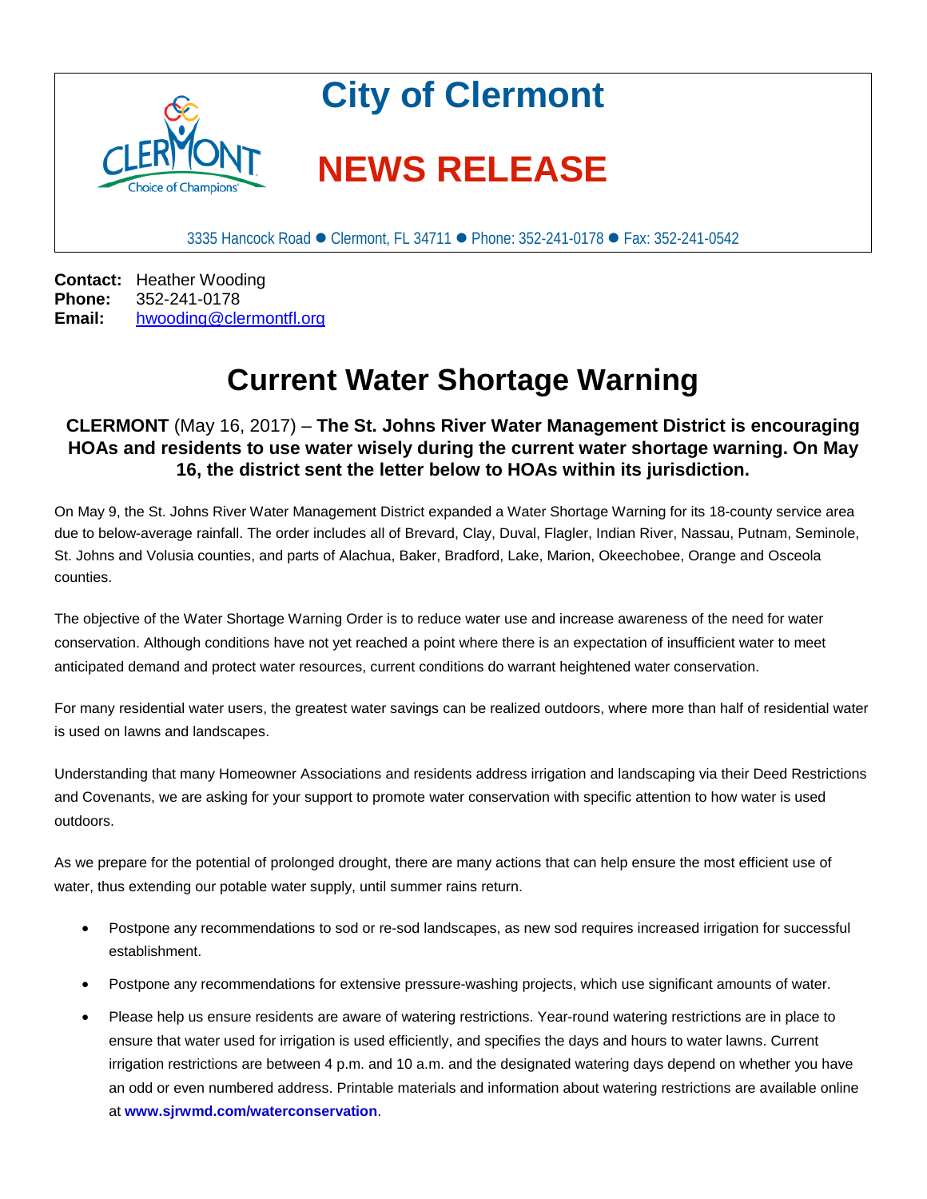# City of Clermont

# NEWS RELEASE

3335 Hancock Road ● Clermont, FL 34711 ● Phone: 352-241-0178 ● Fax: 352-241-0542

**Contact:** Heather Wooding
**Phone:** 352-241-0178
**Email:** hwooding@clermontfl.org

## Current Water Shortage Warning

**CLERMONT** (May 16, 2017) – **The St. Johns River Water Management District is encouraging HOAs and residents to use water wisely during the current water shortage warning. On May 16, the district sent the letter below to HOAs within its jurisdiction.**

On May 9, the St. Johns River Water Management District expanded a Water Shortage Warning for its 18-county service area due to below-average rainfall. The order includes all of Brevard, Clay, Duval, Flagler, Indian River, Nassau, Putnam, Seminole, St. Johns and Volusia counties, and parts of Alachua, Baker, Bradford, Lake, Marion, Okeechobee, Orange and Osceola counties.

The objective of the Water Shortage Warning Order is to reduce water use and increase awareness of the need for water conservation. Although conditions have not yet reached a point where there is an expectation of insufficient water to meet anticipated demand and protect water resources, current conditions do warrant heightened water conservation.

For many residential water users, the greatest water savings can be realized outdoors, where more than half of residential water is used on lawns and landscapes.

Understanding that many Homeowner Associations and residents address irrigation and landscaping via their Deed Restrictions and Covenants, we are asking for your support to promote water conservation with specific attention to how water is used outdoors.

As we prepare for the potential of prolonged drought, there are many actions that can help ensure the most efficient use of water, thus extending our potable water supply, until summer rains return.

- Postpone any recommendations to sod or re-sod landscapes, as new sod requires increased irrigation for successful establishment.
- Postpone any recommendations for extensive pressure-washing projects, which use significant amounts of water.
- Please help us ensure residents are aware of watering restrictions. Year-round watering restrictions are in place to ensure that water used for irrigation is used efficiently, and specifies the days and hours to water lawns. Current irrigation restrictions are between 4 p.m. and 10 a.m. and the designated watering days depend on whether you have an odd or even numbered address. Printable materials and information about watering restrictions are available online at **www.sjrwmd.com/waterconservation**.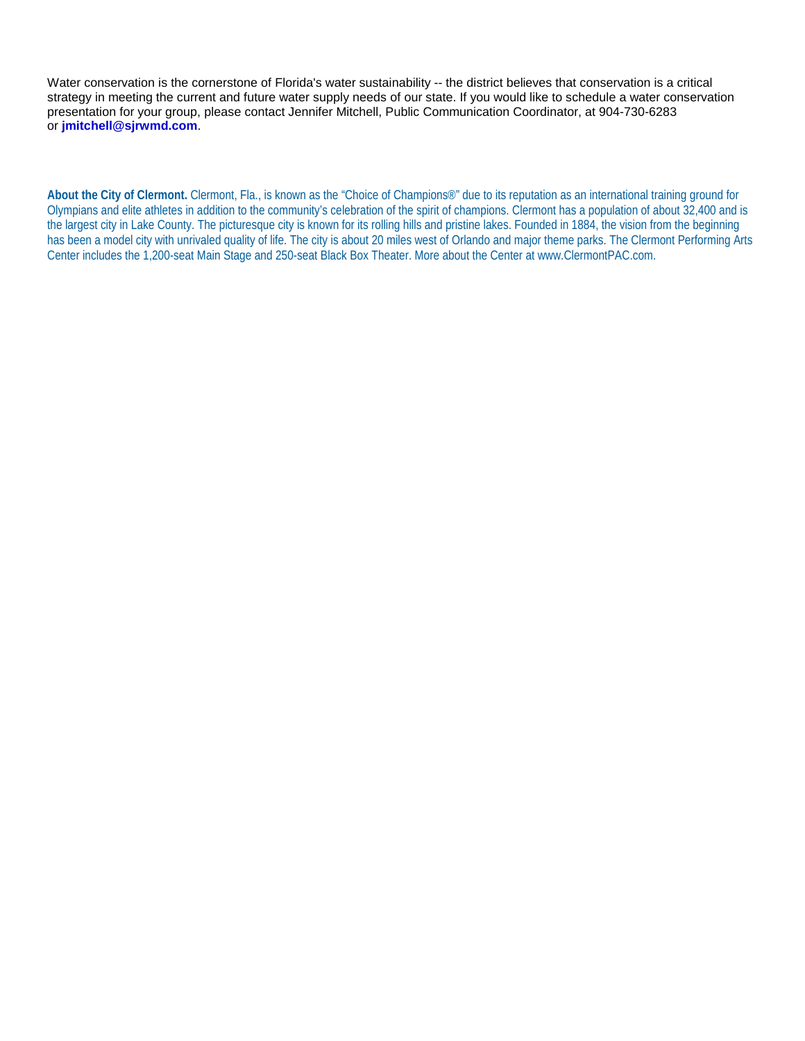Water conservation is the cornerstone of Florida's water sustainability -- the district believes that conservation is a critical strategy in meeting the current and future water supply needs of our state. If you would like to schedule a water conservation presentation for your group, please contact Jennifer Mitchell, Public Communication Coordinator, at 904-730-6283 or **jmitchell@sjrwmd.com**.

**About the City of Clermont.** Clermont, Fla., is known as the "Choice of Champions®" due to its reputation as an international training ground for Olympians and elite athletes in addition to the community's celebration of the spirit of champions. Clermont has a population of about 32,400 and is the largest city in Lake County. The picturesque city is known for its rolling hills and pristine lakes. Founded in 1884, the vision from the beginning has been a model city with unrivaled quality of life. The city is about 20 miles west of Orlando and major theme parks. The Clermont Performing Arts Center includes the 1,200-seat Main Stage and 250-seat Black Box Theater. More about the Center at www.ClermontPAC.com.